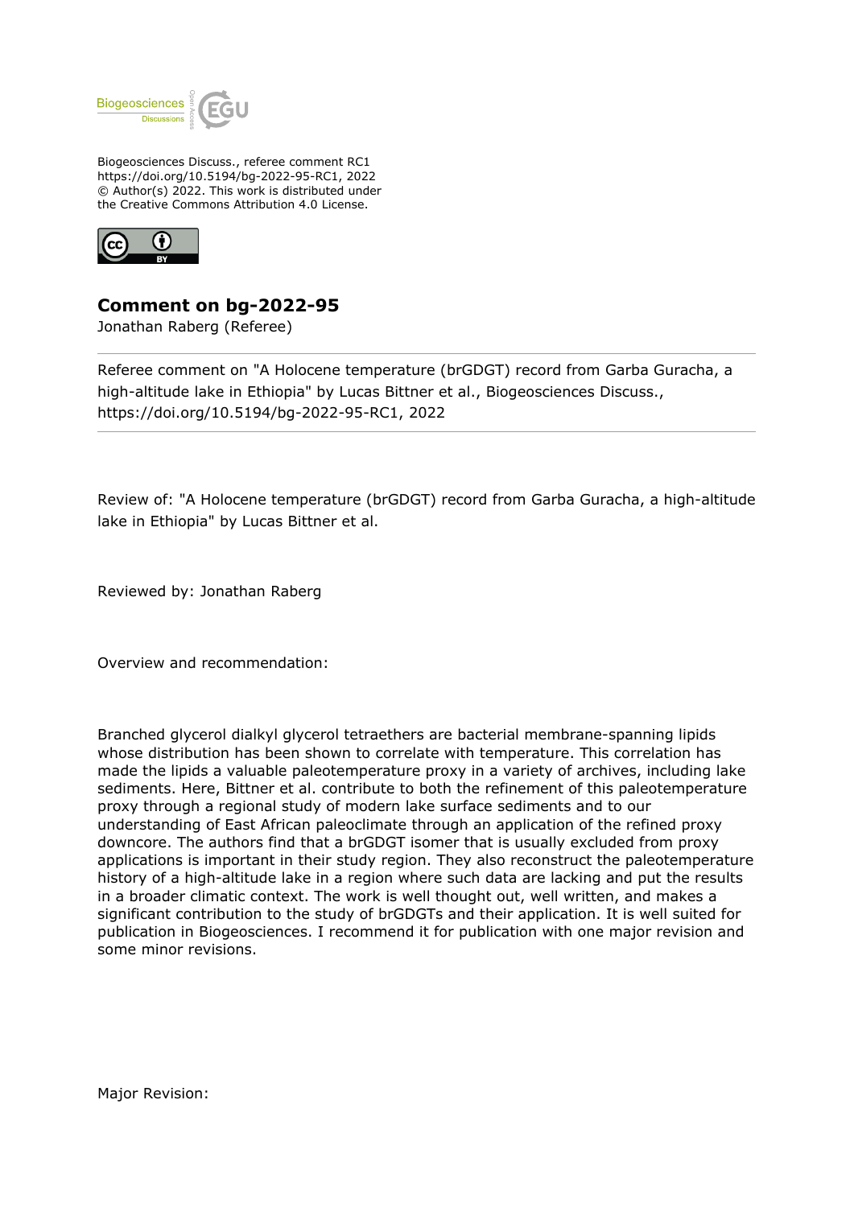Biogeosciences Discuss., referee comment RC1
https://doi.org/10.5194/bg-2022-95-RC1, 2022
© Author(s) 2022. This work is distributed under
the Creative Commons Attribution 4.0 License.

## Comment on bg-2022-95

Jonathan Raberg (Referee)

Referee comment on "A Holocene temperature (brGDGT) record from Garba Guracha, a high-altitude lake in Ethiopia" by Lucas Bittner et al., Biogeosciences Discuss., https://doi.org/10.5194/bg-2022-95-RC1, 2022

Review of: "A Holocene temperature (brGDGT) record from Garba Guracha, a high-altitude lake in Ethiopia" by Lucas Bittner et al.

Reviewed by: Jonathan Raberg

Overview and recommendation:

Branched glycerol dialkyl glycerol tetraethers are bacterial membrane-spanning lipids whose distribution has been shown to correlate with temperature. This correlation has made the lipids a valuable paleotemperature proxy in a variety of archives, including lake sediments. Here, Bittner et al. contribute to both the refinement of this paleotemperature proxy through a regional study of modern lake surface sediments and to our understanding of East African paleoclimate through an application of the refined proxy downcore. The authors find that a brGDGT isomer that is usually excluded from proxy applications is important in their study region. They also reconstruct the paleotemperature history of a high-altitude lake in a region where such data are lacking and put the results in a broader climatic context. The work is well thought out, well written, and makes a significant contribution to the study of brGDGTs and their application. It is well suited for publication in Biogeosciences. I recommend it for publication with one major revision and some minor revisions.

Major Revision: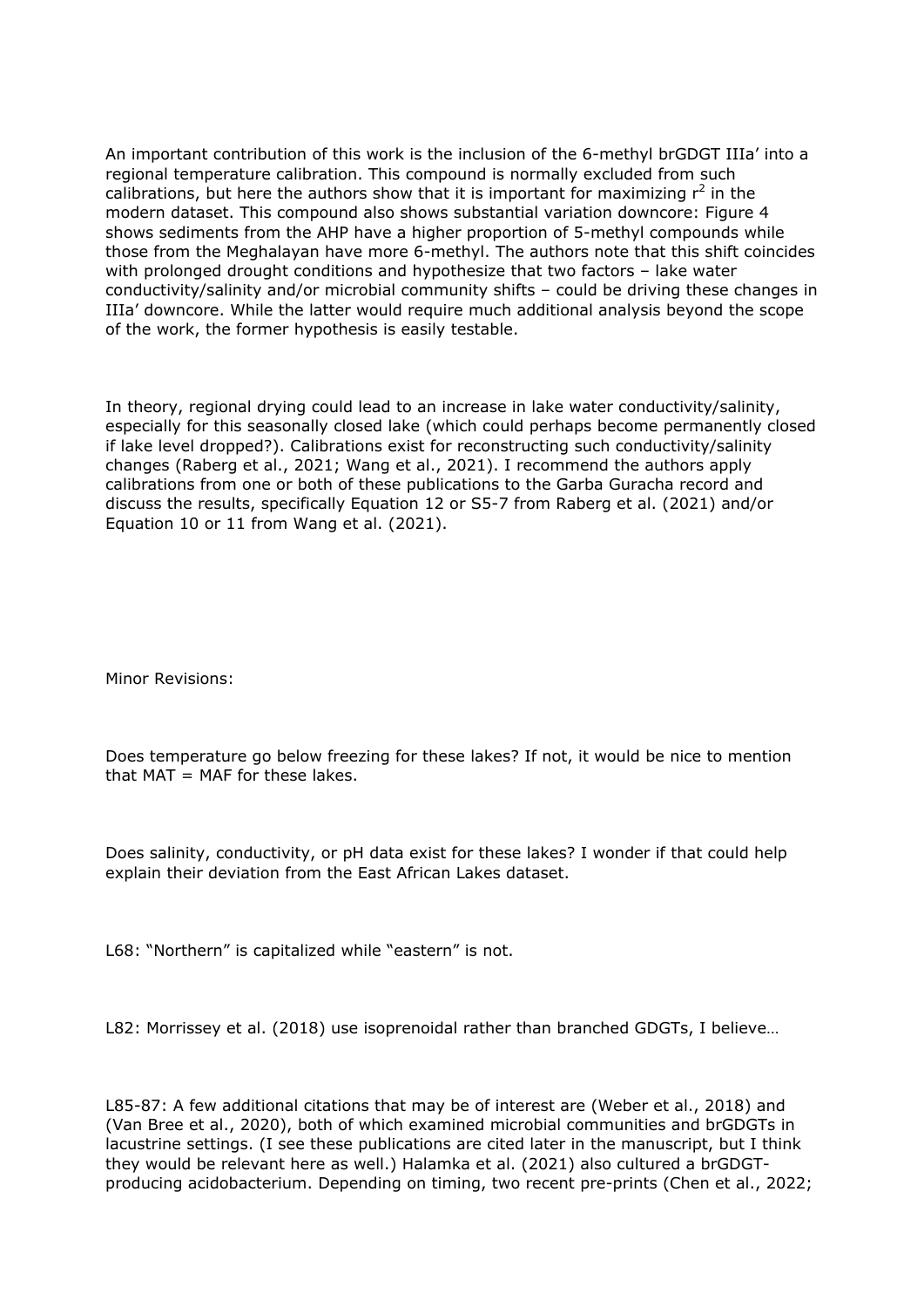An important contribution of this work is the inclusion of the 6-methyl brGDGT IIIa' into a regional temperature calibration. This compound is normally excluded from such calibrations, but here the authors show that it is important for maximizing $r^2$ in the modern dataset. This compound also shows substantial variation downcore: Figure 4 shows sediments from the AHP have a higher proportion of 5-methyl compounds while those from the Meghalayan have more 6-methyl. The authors note that this shift coincides with prolonged drought conditions and hypothesize that two factors – lake water conductivity/salinity and/or microbial community shifts – could be driving these changes in IIIa' downcore. While the latter would require much additional analysis beyond the scope of the work, the former hypothesis is easily testable.

In theory, regional drying could lead to an increase in lake water conductivity/salinity, especially for this seasonally closed lake (which could perhaps become permanently closed if lake level dropped?). Calibrations exist for reconstructing such conductivity/salinity changes (Raberg et al., 2021; Wang et al., 2021). I recommend the authors apply calibrations from one or both of these publications to the Garba Guracha record and discuss the results, specifically Equation 12 or S5-7 from Raberg et al. (2021) and/or Equation 10 or 11 from Wang et al. (2021).

Minor Revisions:

Does temperature go below freezing for these lakes? If not, it would be nice to mention that MAT = MAF for these lakes.

Does salinity, conductivity, or pH data exist for these lakes? I wonder if that could help explain their deviation from the East African Lakes dataset.

L68: "Northern" is capitalized while "eastern" is not.

L82: Morrissey et al. (2018) use isoprenoidal rather than branched GDGTs, I believe…

L85-87: A few additional citations that may be of interest are (Weber et al., 2018) and (Van Bree et al., 2020), both of which examined microbial communities and brGDGTs in lacustrine settings. (I see these publications are cited later in the manuscript, but I think they would be relevant here as well.) Halamka et al. (2021) also cultured a brGDGT-producing acidobacterium. Depending on timing, two recent pre-prints (Chen et al., 2022;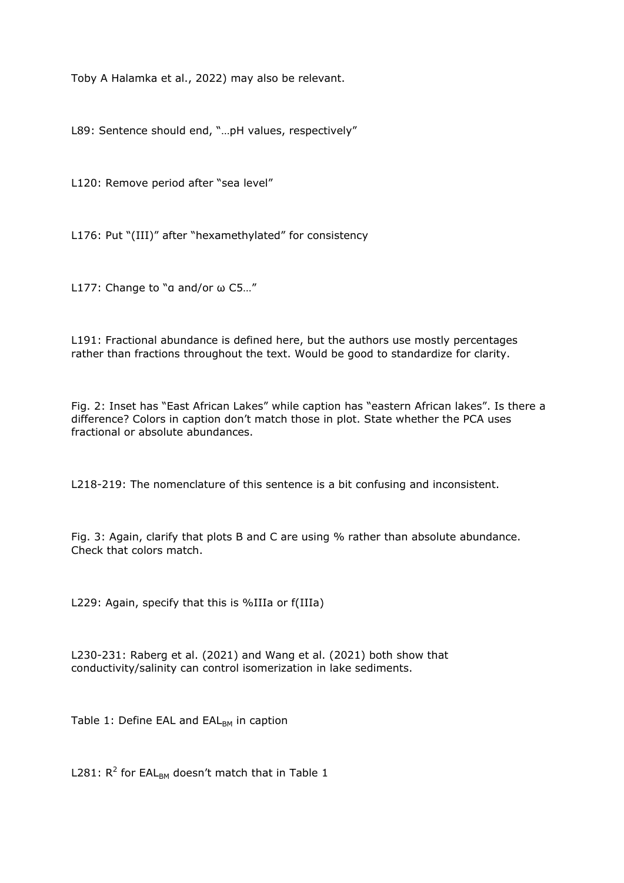Toby A Halamka et al., 2022) may also be relevant.

L89: Sentence should end, "…pH values, respectively"

L120: Remove period after "sea level"

L176: Put "(III)" after "hexamethylated" for consistency

L177: Change to "α and/or ω C5…"

L191: Fractional abundance is defined here, but the authors use mostly percentages rather than fractions throughout the text. Would be good to standardize for clarity.

Fig. 2: Inset has "East African Lakes" while caption has "eastern African lakes". Is there a difference? Colors in caption don't match those in plot. State whether the PCA uses fractional or absolute abundances.

L218-219: The nomenclature of this sentence is a bit confusing and inconsistent.

Fig. 3: Again, clarify that plots B and C are using % rather than absolute abundance. Check that colors match.

L229: Again, specify that this is %IIIa or f(IIIa)

L230-231: Raberg et al. (2021) and Wang et al. (2021) both show that conductivity/salinity can control isomerization in lake sediments.

Table 1: Define EAL and $EAL_{BM}$ in caption

L281: $R^2$ for $EAL_{BM}$ doesn't match that in Table 1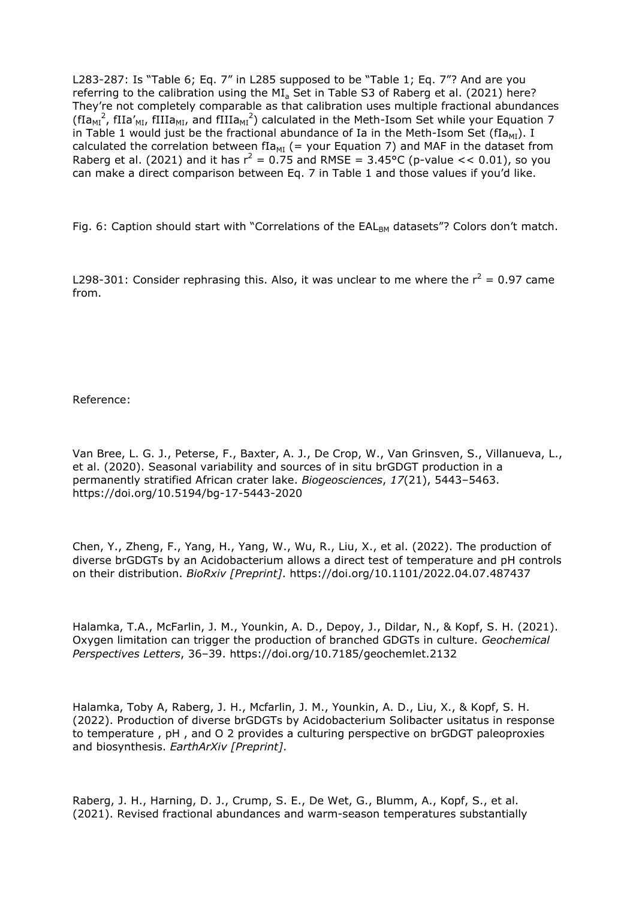L283-287: Is "Table 6; Eq. 7" in L285 supposed to be "Table 1; Eq. 7"? And are you referring to the calibration using the $MI_a$ Set in Table S3 of Raberg et al. (2021) here? They're not completely comparable as that calibration uses multiple fractional abundances ($fIa_{MI}^2$, $fIIa'_{MI}$, $fIIIa_{MI}$, and $fIIIa_{MI}^2$) calculated in the Meth-Isom Set while your Equation 7 in Table 1 would just be the fractional abundance of Ia in the Meth-Isom Set ($fIa_{MI}$). I calculated the correlation between $fIa_{MI}$ (= your Equation 7) and MAF in the dataset from Raberg et al. (2021) and it has $r^2 = 0.75$ and RMSE = 3.45°C (p-value << 0.01), so you can make a direct comparison between Eq. 7 in Table 1 and those values if you'd like.

Fig. 6: Caption should start with "Correlations of the $EAL_{BM}$ datasets"? Colors don't match.

L298-301: Consider rephrasing this. Also, it was unclear to me where the $r^2 = 0.97$ came from.

Reference:

Van Bree, L. G. J., Peterse, F., Baxter, A. J., De Crop, W., Van Grinsven, S., Villanueva, L., et al. (2020). Seasonal variability and sources of in situ brGDGT production in a permanently stratified African crater lake. *Biogeosciences*, *17*(21), 5443–5463. https://doi.org/10.5194/bg-17-5443-2020

Chen, Y., Zheng, F., Yang, H., Yang, W., Wu, R., Liu, X., et al. (2022). The production of diverse brGDGTs by an Acidobacterium allows a direct test of temperature and pH controls on their distribution. *BioRxiv [Preprint]*. https://doi.org/10.1101/2022.04.07.487437

Halamka, T.A., McFarlin, J. M., Younkin, A. D., Depoy, J., Dildar, N., & Kopf, S. H. (2021). Oxygen limitation can trigger the production of branched GDGTs in culture. *Geochemical Perspectives Letters*, 36–39. https://doi.org/10.7185/geochemlet.2132

Halamka, Toby A, Raberg, J. H., Mcfarlin, J. M., Younkin, A. D., Liu, X., & Kopf, S. H. (2022). Production of diverse brGDGTs by Acidobacterium Solibacter usitatus in response to temperature , pH , and O 2 provides a culturing perspective on brGDGT paleoproxies and biosynthesis. *EarthArXiv [Preprint]*.

Raberg, J. H., Harning, D. J., Crump, S. E., De Wet, G., Blumm, A., Kopf, S., et al. (2021). Revised fractional abundances and warm-season temperatures substantially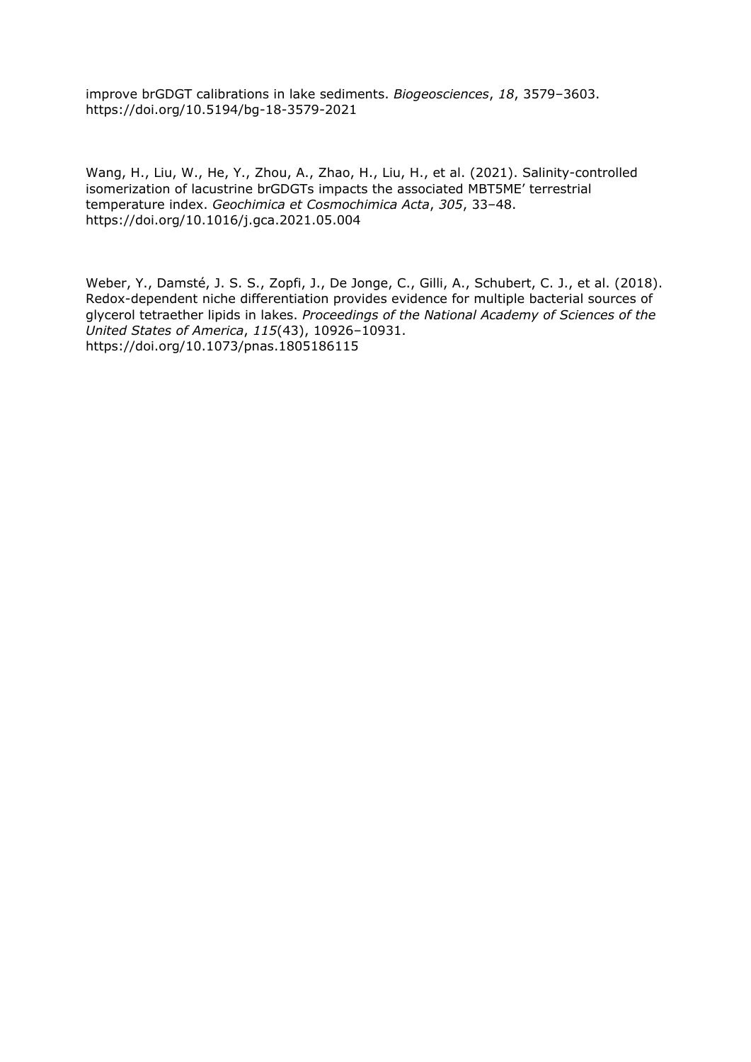improve brGDGT calibrations in lake sediments. *Biogeosciences*, *18*, 3579–3603. https://doi.org/10.5194/bg-18-3579-2021

Wang, H., Liu, W., He, Y., Zhou, A., Zhao, H., Liu, H., et al. (2021). Salinity-controlled isomerization of lacustrine brGDGTs impacts the associated MBT5ME' terrestrial temperature index. *Geochimica et Cosmochimica Acta*, *305*, 33–48. https://doi.org/10.1016/j.gca.2021.05.004

Weber, Y., Damsté, J. S. S., Zopfi, J., De Jonge, C., Gilli, A., Schubert, C. J., et al. (2018). Redox-dependent niche differentiation provides evidence for multiple bacterial sources of glycerol tetraether lipids in lakes. *Proceedings of the National Academy of Sciences of the United States of America*, *115*(43), 10926–10931. https://doi.org/10.1073/pnas.1805186115